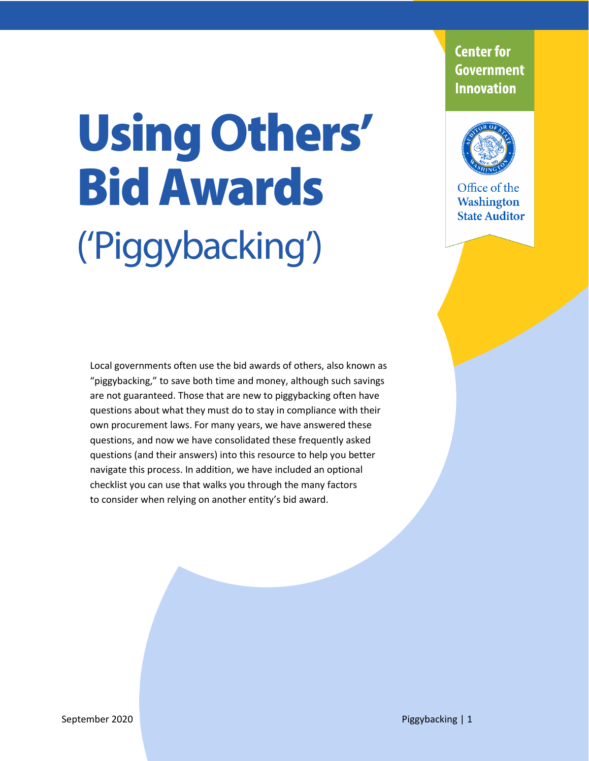Center for Government Innovation

Office of the Washington State Auditor

# Using Others' Bid Awards

## ('Piggybacking')

Local governments often use the bid awards of others, also known as "piggybacking," to save both time and money, although such savings are not guaranteed. Those that are new to piggybacking often have questions about what they must do to stay in compliance with their own procurement laws. For many years, we have answered these questions, and now we have consolidated these frequently asked questions (and their answers) into this resource to help you better navigate this process. In addition, we have included an optional checklist you can use that walks you through the many factors to consider when relying on another entity's bid award.

September 2020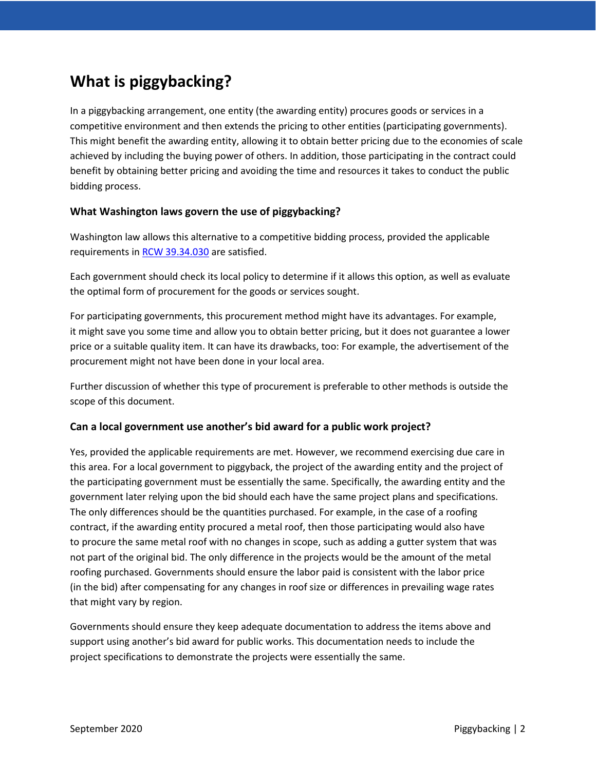# What is piggybacking?

In a piggybacking arrangement, one entity (the awarding entity) procures goods or services in a competitive environment and then extends the pricing to other entities (participating governments). This might benefit the awarding entity, allowing it to obtain better pricing due to the economies of scale achieved by including the buying power of others. In addition, those participating in the contract could benefit by obtaining better pricing and avoiding the time and resources it takes to conduct the public bidding process.

### What Washington laws govern the use of piggybacking?

Washington law allows this alternative to a competitive bidding process, provided the applicable requirements in [RCW 39.34.030] are satisfied.

Each government should check its local policy to determine if it allows this option, as well as evaluate the optimal form of procurement for the goods or services sought.

For participating governments, this procurement method might have its advantages. For example, it might save you some time and allow you to obtain better pricing, but it does not guarantee a lower price or a suitable quality item. It can have its drawbacks, too: For example, the advertisement of the procurement might not have been done in your local area.

Further discussion of whether this type of procurement is preferable to other methods is outside the scope of this document.

### Can a local government use another's bid award for a public work project?

Yes, provided the applicable requirements are met. However, we recommend exercising due care in this area. For a local government to piggyback, the project of the awarding entity and the project of the participating government must be essentially the same. Specifically, the awarding entity and the government later relying upon the bid should each have the same project plans and specifications. The only differences should be the quantities purchased. For example, in the case of a roofing contract, if the awarding entity procured a metal roof, then those participating would also have to procure the same metal roof with no changes in scope, such as adding a gutter system that was not part of the original bid. The only difference in the projects would be the amount of the metal roofing purchased. Governments should ensure the labor paid is consistent with the labor price (in the bid) after compensating for any changes in roof size or differences in prevailing wage rates that might vary by region.

Governments should ensure they keep adequate documentation to address the items above and support using another's bid award for public works. This documentation needs to include the project specifications to demonstrate the projects were essentially the same.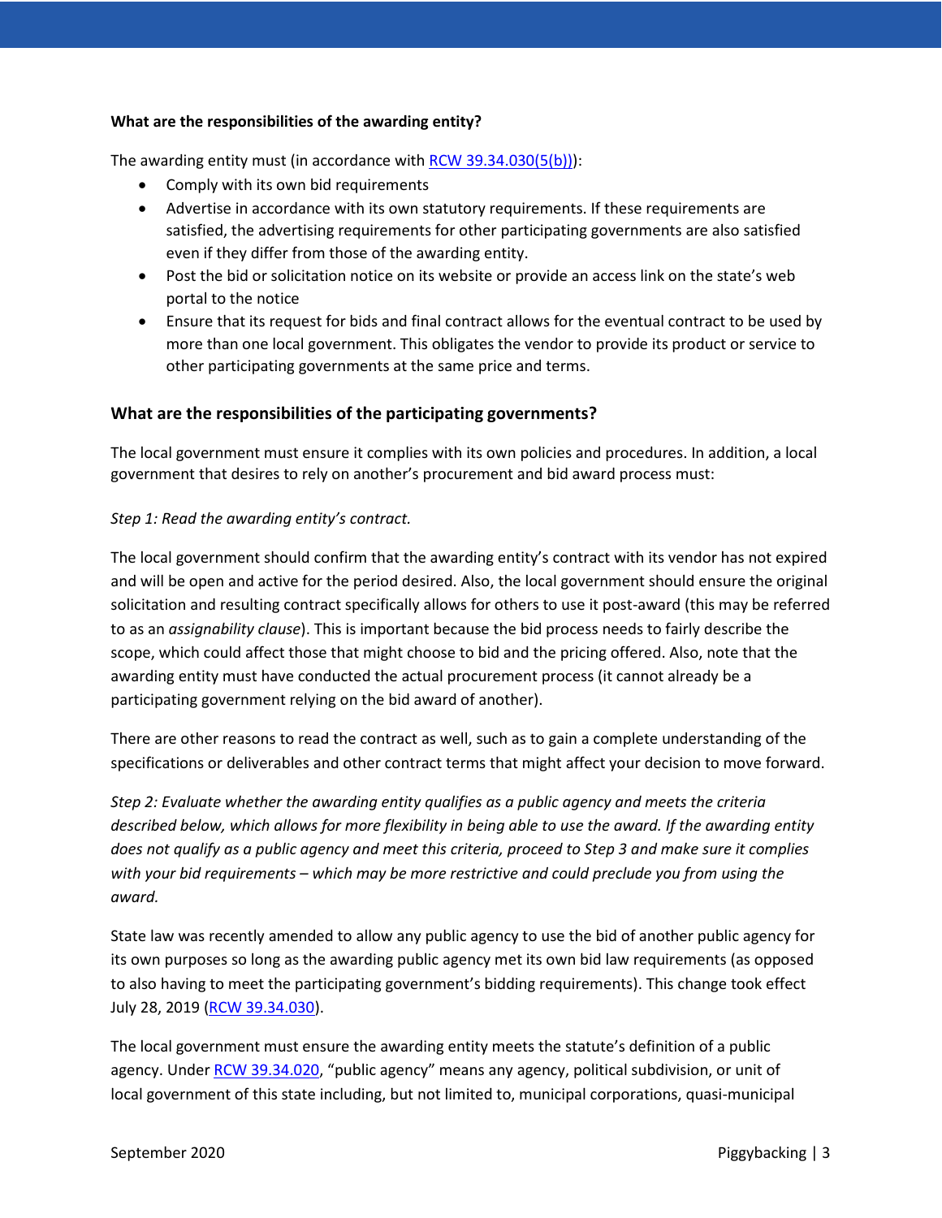**What are the responsibilities of the awarding entity?**

The awarding entity must (in accordance with RCW 39.34.030(5(b))):

- Comply with its own bid requirements
- Advertise in accordance with its own statutory requirements. If these requirements are satisfied, the advertising requirements for other participating governments are also satisfied even if they differ from those of the awarding entity.
- Post the bid or solicitation notice on its website or provide an access link on the state's web portal to the notice
- Ensure that its request for bids and final contract allows for the eventual contract to be used by more than one local government. This obligates the vendor to provide its product or service to other participating governments at the same price and terms.

## What are the responsibilities of the participating governments?

The local government must ensure it complies with its own policies and procedures. In addition, a local government that desires to rely on another's procurement and bid award process must:

*Step 1: Read the awarding entity's contract.*

The local government should confirm that the awarding entity's contract with its vendor has not expired and will be open and active for the period desired. Also, the local government should ensure the original solicitation and resulting contract specifically allows for others to use it post-award (this may be referred to as an *assignability clause*). This is important because the bid process needs to fairly describe the scope, which could affect those that might choose to bid and the pricing offered. Also, note that the awarding entity must have conducted the actual procurement process (it cannot already be a participating government relying on the bid award of another).

There are other reasons to read the contract as well, such as to gain a complete understanding of the specifications or deliverables and other contract terms that might affect your decision to move forward.

*Step 2: Evaluate whether the awarding entity qualifies as a public agency and meets the criteria described below, which allows for more flexibility in being able to use the award. If the awarding entity does not qualify as a public agency and meet this criteria, proceed to Step 3 and make sure it complies with your bid requirements – which may be more restrictive and could preclude you from using the award.*

State law was recently amended to allow any public agency to use the bid of another public agency for its own purposes so long as the awarding public agency met its own bid law requirements (as opposed to also having to meet the participating government's bidding requirements). This change took effect July 28, 2019 (RCW 39.34.030).

The local government must ensure the awarding entity meets the statute's definition of a public agency. Under RCW 39.34.020, "public agency" means any agency, political subdivision, or unit of local government of this state including, but not limited to, municipal corporations, quasi-municipal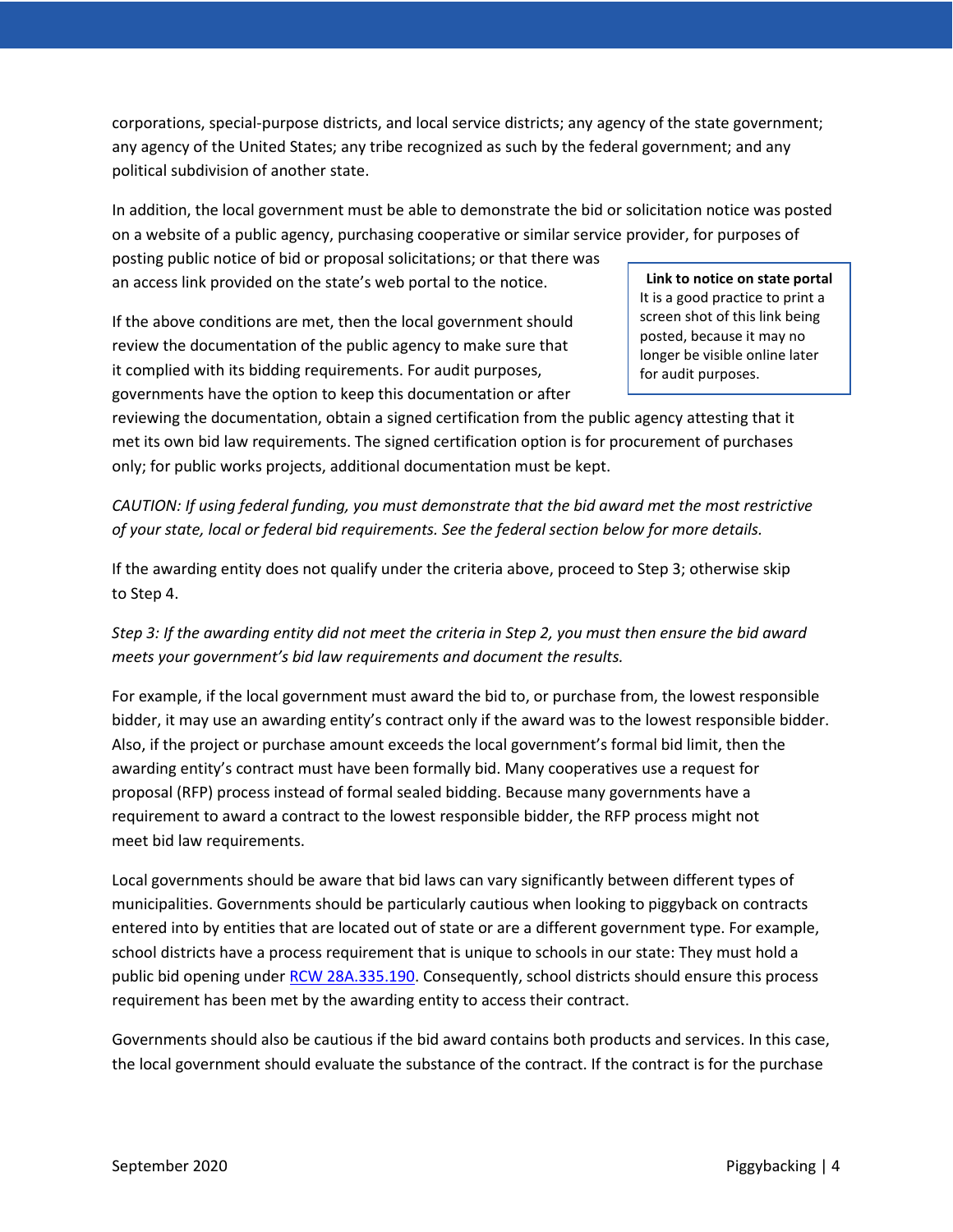corporations, special-purpose districts, and local service districts; any agency of the state government; any agency of the United States; any tribe recognized as such by the federal government; and any political subdivision of another state.

In addition, the local government must be able to demonstrate the bid or solicitation notice was posted on a website of a public agency, purchasing cooperative or similar service provider, for purposes of posting public notice of bid or proposal solicitations; or that there was an access link provided on the state's web portal to the notice.

> **Link to notice on state portal**
> It is a good practice to print a screen shot of this link being posted, because it may no longer be visible online later for audit purposes.

If the above conditions are met, then the local government should review the documentation of the public agency to make sure that it complied with its bidding requirements. For audit purposes, governments have the option to keep this documentation or after reviewing the documentation, obtain a signed certification from the public agency attesting that it met its own bid law requirements. The signed certification option is for procurement of purchases only; for public works projects, additional documentation must be kept.

*CAUTION: If using federal funding, you must demonstrate that the bid award met the most restrictive of your state, local or federal bid requirements. See the federal section below for more details.*

If the awarding entity does not qualify under the criteria above, proceed to Step 3; otherwise skip to Step 4.

*Step 3: If the awarding entity did not meet the criteria in Step 2, you must then ensure the bid award meets your government's bid law requirements and document the results.*

For example, if the local government must award the bid to, or purchase from, the lowest responsible bidder, it may use an awarding entity's contract only if the award was to the lowest responsible bidder. Also, if the project or purchase amount exceeds the local government's formal bid limit, then the awarding entity's contract must have been formally bid. Many cooperatives use a request for proposal (RFP) process instead of formal sealed bidding. Because many governments have a requirement to award a contract to the lowest responsible bidder, the RFP process might not meet bid law requirements.

Local governments should be aware that bid laws can vary significantly between different types of municipalities. Governments should be particularly cautious when looking to piggyback on contracts entered into by entities that are located out of state or are a different government type. For example, school districts have a process requirement that is unique to schools in our state: They must hold a public bid opening under RCW 28A.335.190. Consequently, school districts should ensure this process requirement has been met by the awarding entity to access their contract.

Governments should also be cautious if the bid award contains both products and services. In this case, the local government should evaluate the substance of the contract. If the contract is for the purchase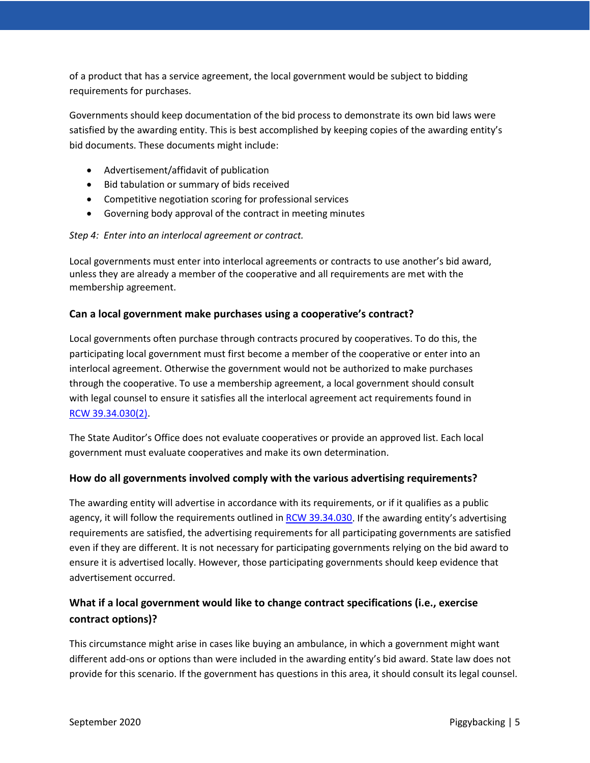of a product that has a service agreement, the local government would be subject to bidding requirements for purchases.

Governments should keep documentation of the bid process to demonstrate its own bid laws were satisfied by the awarding entity. This is best accomplished by keeping copies of the awarding entity's bid documents. These documents might include:

- Advertisement/affidavit of publication
- Bid tabulation or summary of bids received
- Competitive negotiation scoring for professional services
- Governing body approval of the contract in meeting minutes

*Step 4: Enter into an interlocal agreement or contract.*

Local governments must enter into interlocal agreements or contracts to use another's bid award, unless they are already a member of the cooperative and all requirements are met with the membership agreement.

### Can a local government make purchases using a cooperative's contract?

Local governments often purchase through contracts procured by cooperatives. To do this, the participating local government must first become a member of the cooperative or enter into an interlocal agreement. Otherwise the government would not be authorized to make purchases through the cooperative. To use a membership agreement, a local government should consult with legal counsel to ensure it satisfies all the interlocal agreement act requirements found in RCW 39.34.030(2).

The State Auditor's Office does not evaluate cooperatives or provide an approved list. Each local government must evaluate cooperatives and make its own determination.

### How do all governments involved comply with the various advertising requirements?

The awarding entity will advertise in accordance with its requirements, or if it qualifies as a public agency, it will follow the requirements outlined in RCW 39.34.030. If the awarding entity's advertising requirements are satisfied, the advertising requirements for all participating governments are satisfied even if they are different. It is not necessary for participating governments relying on the bid award to ensure it is advertised locally. However, those participating governments should keep evidence that advertisement occurred.

### What if a local government would like to change contract specifications (i.e., exercise contract options)?

This circumstance might arise in cases like buying an ambulance, in which a government might want different add-ons or options than were included in the awarding entity's bid award. State law does not provide for this scenario. If the government has questions in this area, it should consult its legal counsel.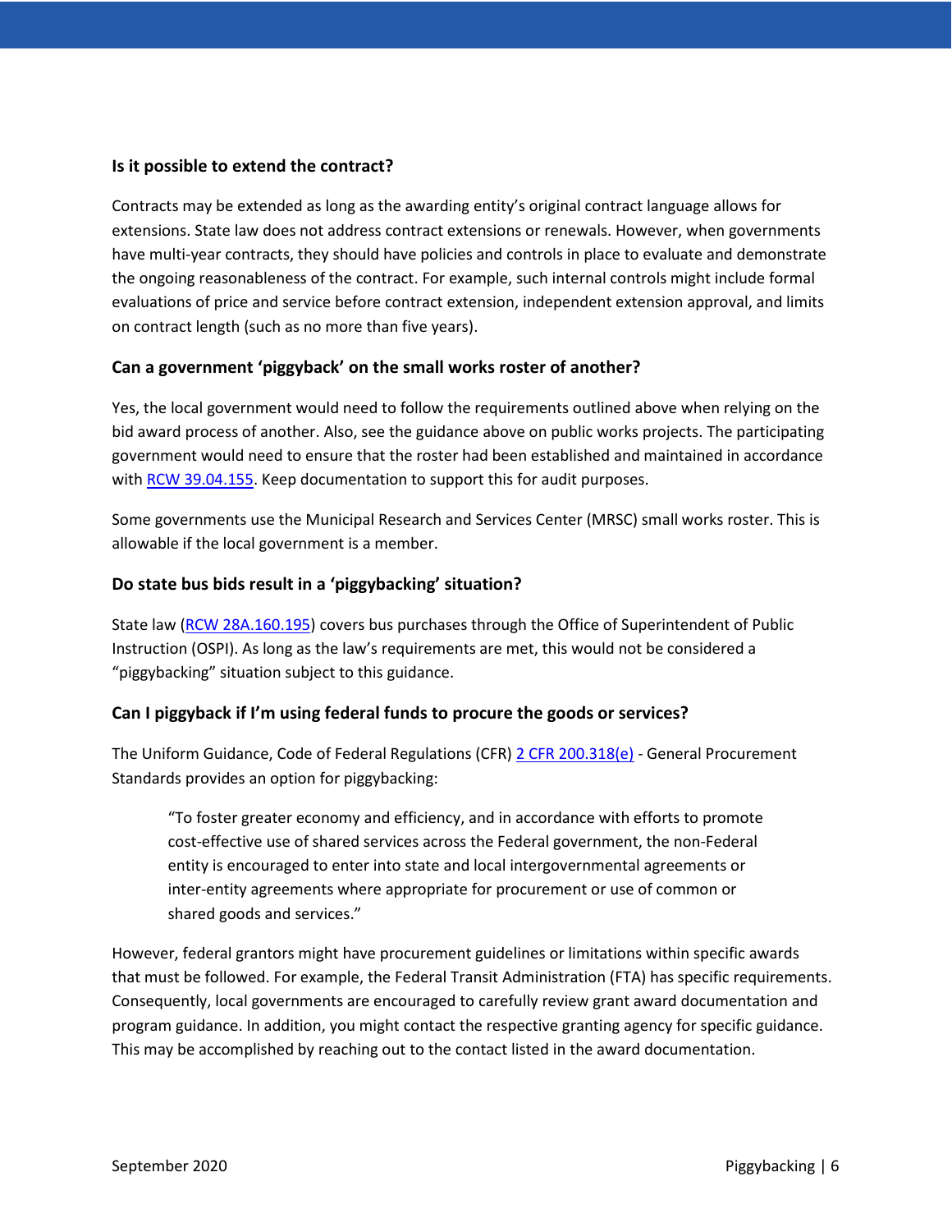### Is it possible to extend the contract?

Contracts may be extended as long as the awarding entity's original contract language allows for extensions. State law does not address contract extensions or renewals. However, when governments have multi-year contracts, they should have policies and controls in place to evaluate and demonstrate the ongoing reasonableness of the contract. For example, such internal controls might include formal evaluations of price and service before contract extension, independent extension approval, and limits on contract length (such as no more than five years).

### Can a government 'piggyback' on the small works roster of another?

Yes, the local government would need to follow the requirements outlined above when relying on the bid award process of another. Also, see the guidance above on public works projects. The participating government would need to ensure that the roster had been established and maintained in accordance with RCW 39.04.155. Keep documentation to support this for audit purposes.

Some governments use the Municipal Research and Services Center (MRSC) small works roster. This is allowable if the local government is a member.

### Do state bus bids result in a 'piggybacking' situation?

State law (RCW 28A.160.195) covers bus purchases through the Office of Superintendent of Public Instruction (OSPI). As long as the law's requirements are met, this would not be considered a "piggybacking" situation subject to this guidance.

### Can I piggyback if I'm using federal funds to procure the goods or services?

The Uniform Guidance, Code of Federal Regulations (CFR) 2 CFR 200.318(e) - General Procurement Standards provides an option for piggybacking:

> "To foster greater economy and efficiency, and in accordance with efforts to promote cost-effective use of shared services across the Federal government, the non-Federal entity is encouraged to enter into state and local intergovernmental agreements or inter-entity agreements where appropriate for procurement or use of common or shared goods and services."

However, federal grantors might have procurement guidelines or limitations within specific awards that must be followed. For example, the Federal Transit Administration (FTA) has specific requirements. Consequently, local governments are encouraged to carefully review grant award documentation and program guidance. In addition, you might contact the respective granting agency for specific guidance. This may be accomplished by reaching out to the contact listed in the award documentation.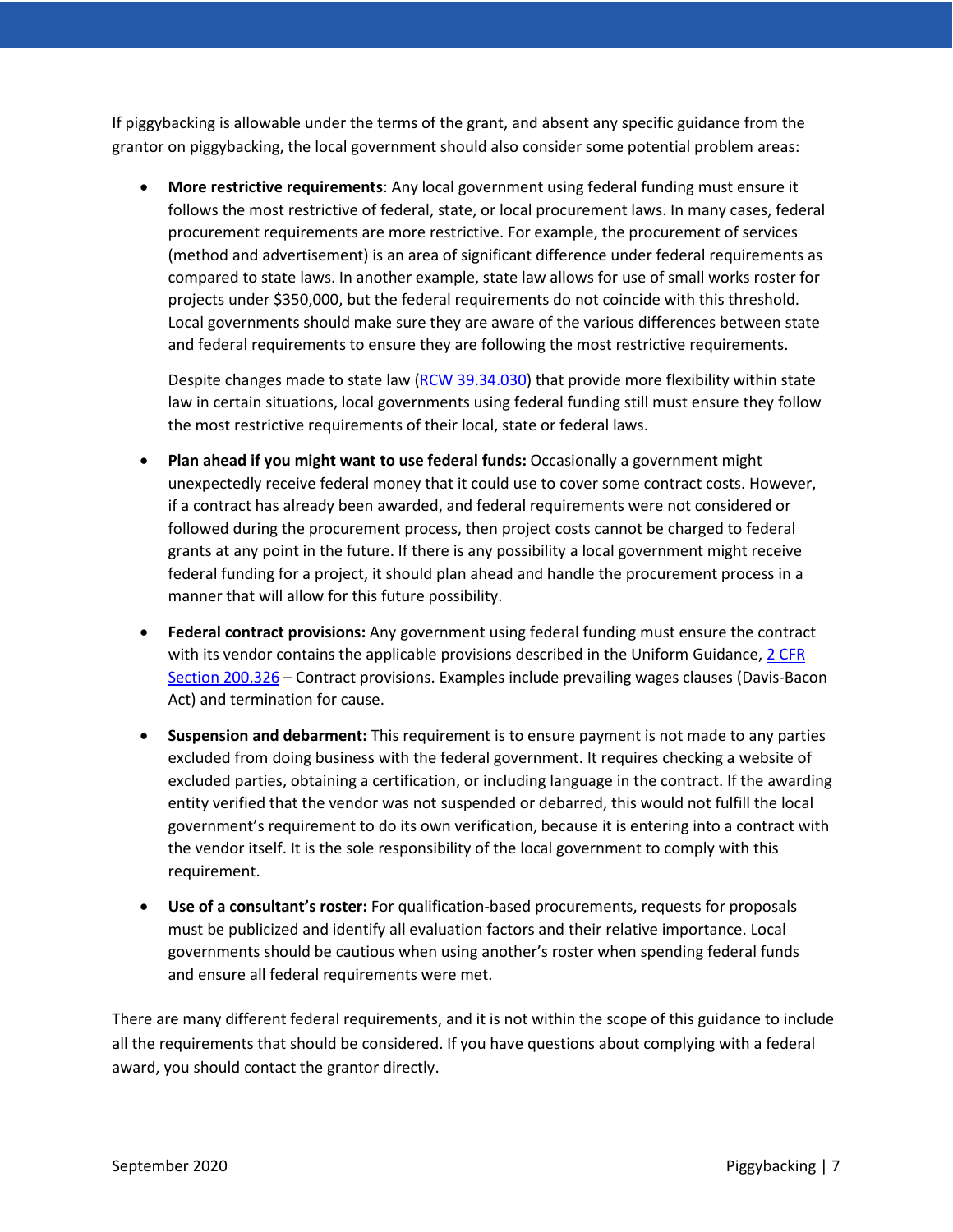If piggybacking is allowable under the terms of the grant, and absent any specific guidance from the grantor on piggybacking, the local government should also consider some potential problem areas:

- **More restrictive requirements**: Any local government using federal funding must ensure it follows the most restrictive of federal, state, or local procurement laws. In many cases, federal procurement requirements are more restrictive. For example, the procurement of services (method and advertisement) is an area of significant difference under federal requirements as compared to state laws. In another example, state law allows for use of small works roster for projects under $350,000, but the federal requirements do not coincide with this threshold. Local governments should make sure they are aware of the various differences between state and federal requirements to ensure they are following the most restrictive requirements.

  Despite changes made to state law ([RCW 39.34.030]) that provide more flexibility within state law in certain situations, local governments using federal funding still must ensure they follow the most restrictive requirements of their local, state or federal laws.

- **Plan ahead if you might want to use federal funds:** Occasionally a government might unexpectedly receive federal money that it could use to cover some contract costs. However, if a contract has already been awarded, and federal requirements were not considered or followed during the procurement process, then project costs cannot be charged to federal grants at any point in the future. If there is any possibility a local government might receive federal funding for a project, it should plan ahead and handle the procurement process in a manner that will allow for this future possibility.

- **Federal contract provisions:** Any government using federal funding must ensure the contract with its vendor contains the applicable provisions described in the Uniform Guidance, [2 CFR Section 200.326] – Contract provisions. Examples include prevailing wages clauses (Davis-Bacon Act) and termination for cause.

- **Suspension and debarment:** This requirement is to ensure payment is not made to any parties excluded from doing business with the federal government. It requires checking a website of excluded parties, obtaining a certification, or including language in the contract. If the awarding entity verified that the vendor was not suspended or debarred, this would not fulfill the local government's requirement to do its own verification, because it is entering into a contract with the vendor itself. It is the sole responsibility of the local government to comply with this requirement.

- **Use of a consultant's roster:** For qualification-based procurements, requests for proposals must be publicized and identify all evaluation factors and their relative importance. Local governments should be cautious when using another's roster when spending federal funds and ensure all federal requirements were met.

There are many different federal requirements, and it is not within the scope of this guidance to include all the requirements that should be considered. If you have questions about complying with a federal award, you should contact the grantor directly.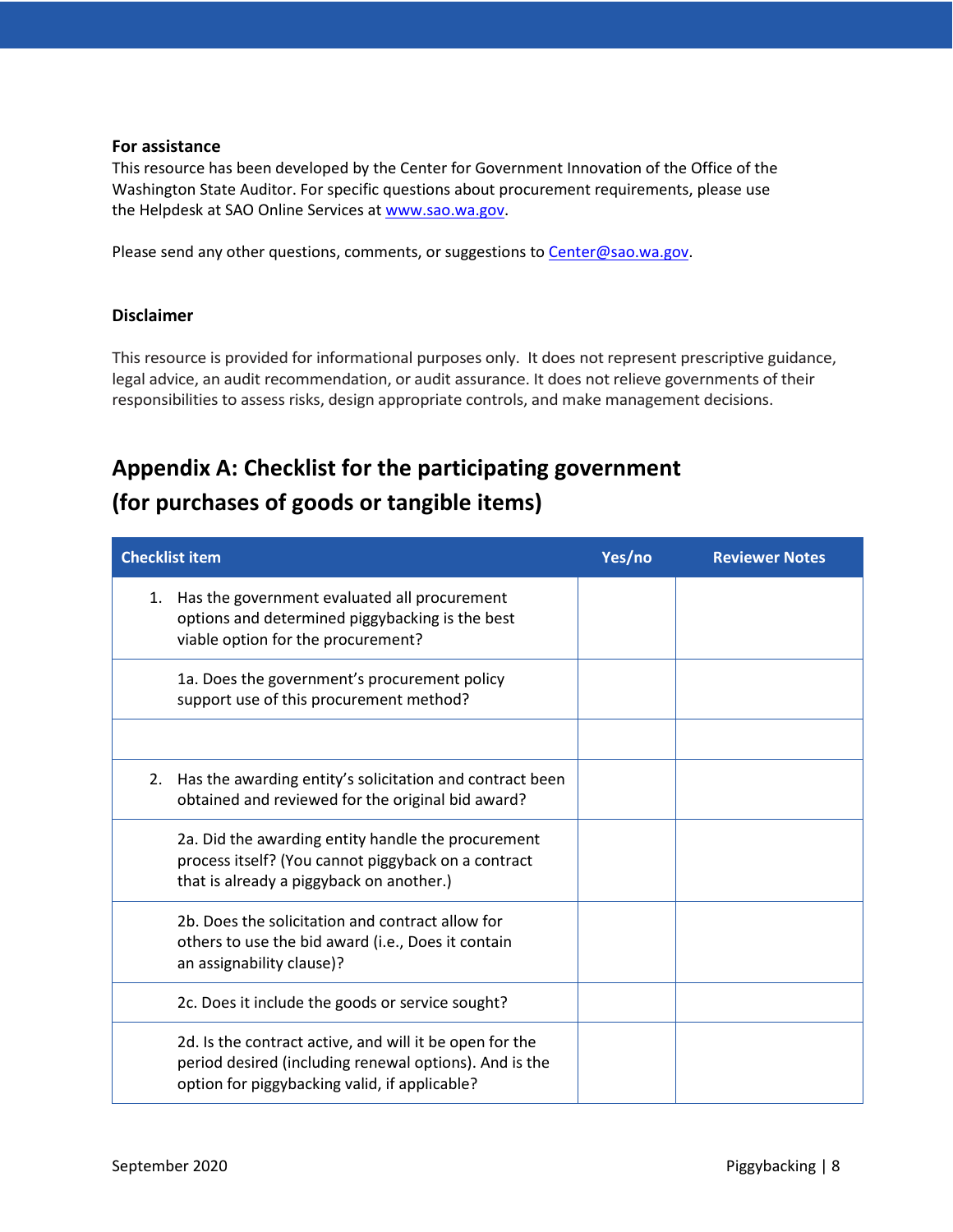**For assistance**

This resource has been developed by the Center for Government Innovation of the Office of the Washington State Auditor. For specific questions about procurement requirements, please use the Helpdesk at SAO Online Services at [www.sao.wa.gov](http://www.sao.wa.gov).

Please send any other questions, comments, or suggestions to [Center@sao.wa.gov](mailto:Center@sao.wa.gov).

**Disclaimer**

This resource is provided for informational purposes only. It does not represent prescriptive guidance, legal advice, an audit recommendation, or audit assurance. It does not relieve governments of their responsibilities to assess risks, design appropriate controls, and make management decisions.

## Appendix A: Checklist for the participating government (for purchases of goods or tangible items)

| Checklist item | Yes/no | Reviewer Notes |
|---|---|---|
| 1. Has the government evaluated all procurement options and determined piggybacking is the best viable option for the procurement? | | |
| 1a. Does the government's procurement policy support use of this procurement method? | | |
| | | |
| 2. Has the awarding entity's solicitation and contract been obtained and reviewed for the original bid award? | | |
| 2a. Did the awarding entity handle the procurement process itself? (You cannot piggyback on a contract that is already a piggyback on another.) | | |
| 2b. Does the solicitation and contract allow for others to use the bid award (i.e., Does it contain an assignability clause)? | | |
| 2c. Does it include the goods or service sought? | | |
| 2d. Is the contract active, and will it be open for the period desired (including renewal options). And is the option for piggybacking valid, if applicable? | | |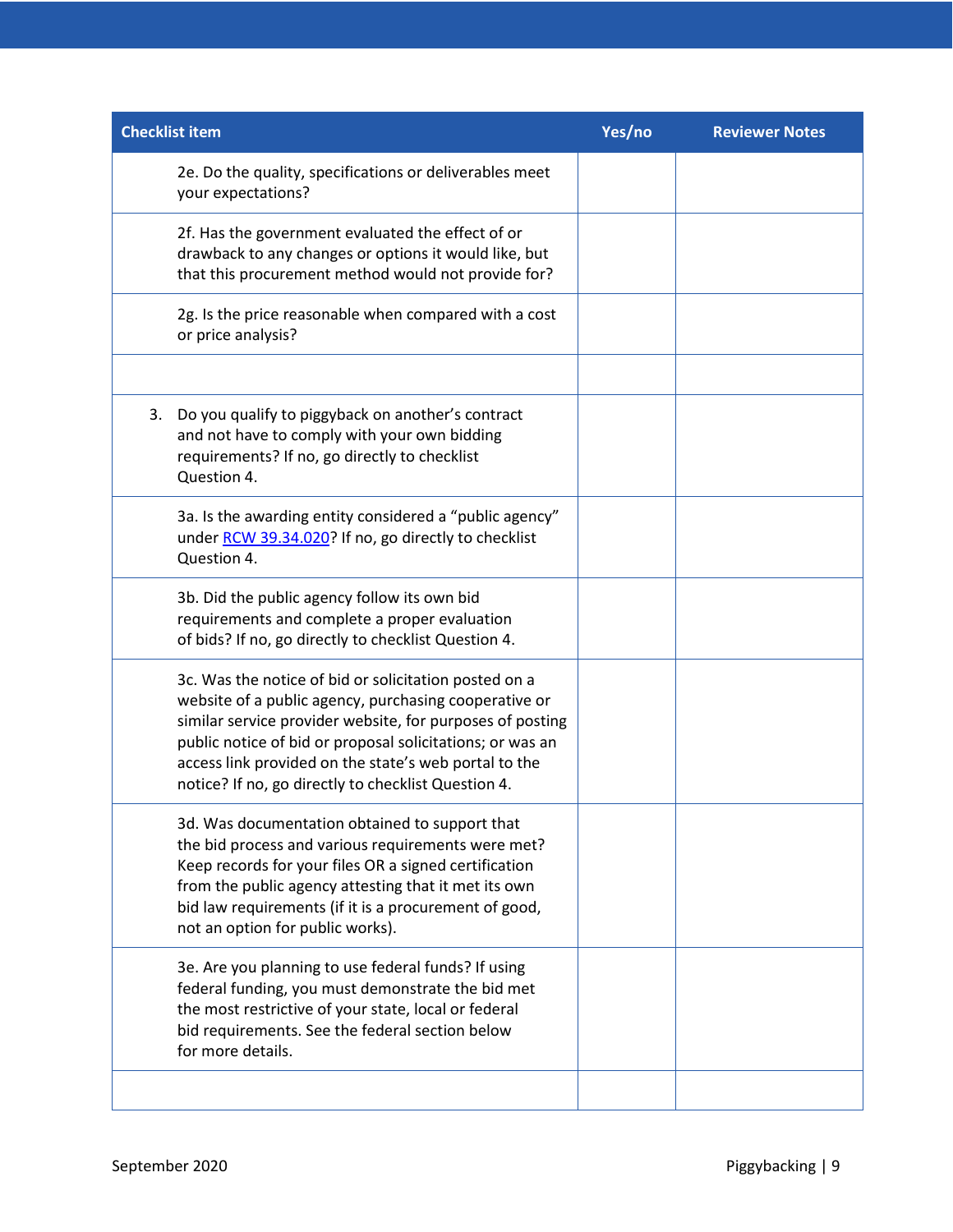| Checklist item | Yes/no | Reviewer Notes |
|---|---|---|
| 2e. Do the quality, specifications or deliverables meet your expectations? | | |
| 2f. Has the government evaluated the effect of or drawback to any changes or options it would like, but that this procurement method would not provide for? | | |
| 2g. Is the price reasonable when compared with a cost or price analysis? | | |
| | | |
| 3. Do you qualify to piggyback on another's contract and not have to comply with your own bidding requirements? If no, go directly to checklist Question 4. | | |
| 3a. Is the awarding entity considered a "public agency" under [RCW 39.34.020](RCW 39.34.020)? If no, go directly to checklist Question 4. | | |
| 3b. Did the public agency follow its own bid requirements and complete a proper evaluation of bids? If no, go directly to checklist Question 4. | | |
| 3c. Was the notice of bid or solicitation posted on a website of a public agency, purchasing cooperative or similar service provider website, for purposes of posting public notice of bid or proposal solicitations; or was an access link provided on the state's web portal to the notice? If no, go directly to checklist Question 4. | | |
| 3d. Was documentation obtained to support that the bid process and various requirements were met? Keep records for your files OR a signed certification from the public agency attesting that it met its own bid law requirements (if it is a procurement of good, not an option for public works). | | |
| 3e. Are you planning to use federal funds? If using federal funding, you must demonstrate the bid met the most restrictive of your state, local or federal bid requirements. See the federal section below for more details. | | |
| | | |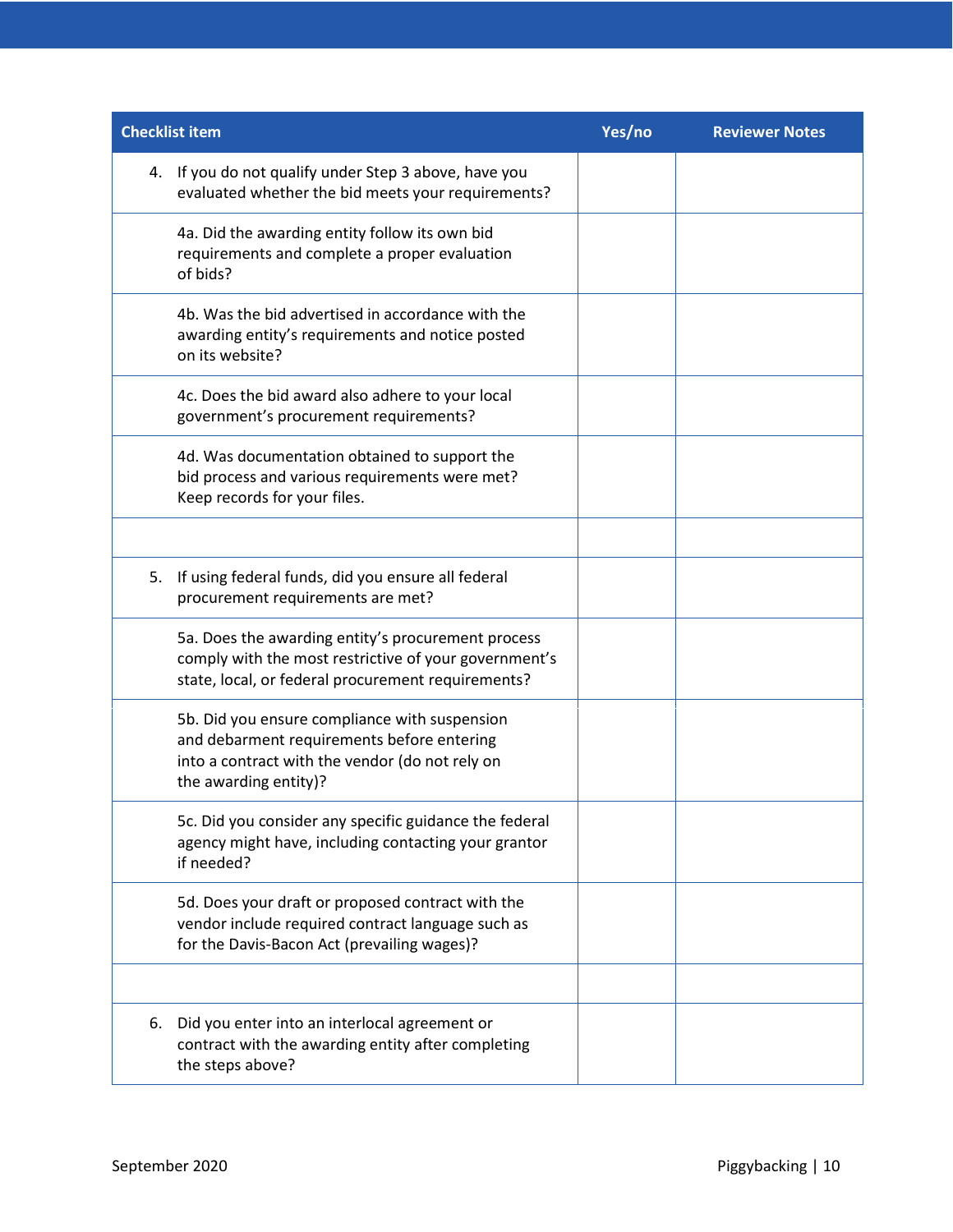| Checklist item | Yes/no | Reviewer Notes |
| --- | --- | --- |
| 4. If you do not qualify under Step 3 above, have you evaluated whether the bid meets your requirements? | | |
| 4a. Did the awarding entity follow its own bid requirements and complete a proper evaluation of bids? | | |
| 4b. Was the bid advertised in accordance with the awarding entity's requirements and notice posted on its website? | | |
| 4c. Does the bid award also adhere to your local government's procurement requirements? | | |
| 4d. Was documentation obtained to support the bid process and various requirements were met? Keep records for your files. | | |
| | | |
| 5. If using federal funds, did you ensure all federal procurement requirements are met? | | |
| 5a. Does the awarding entity's procurement process comply with the most restrictive of your government's state, local, or federal procurement requirements? | | |
| 5b. Did you ensure compliance with suspension and debarment requirements before entering into a contract with the vendor (do not rely on the awarding entity)? | | |
| 5c. Did you consider any specific guidance the federal agency might have, including contacting your grantor if needed? | | |
| 5d. Does your draft or proposed contract with the vendor include required contract language such as for the Davis-Bacon Act (prevailing wages)? | | |
| | | |
| 6. Did you enter into an interlocal agreement or contract with the awarding entity after completing the steps above? | | |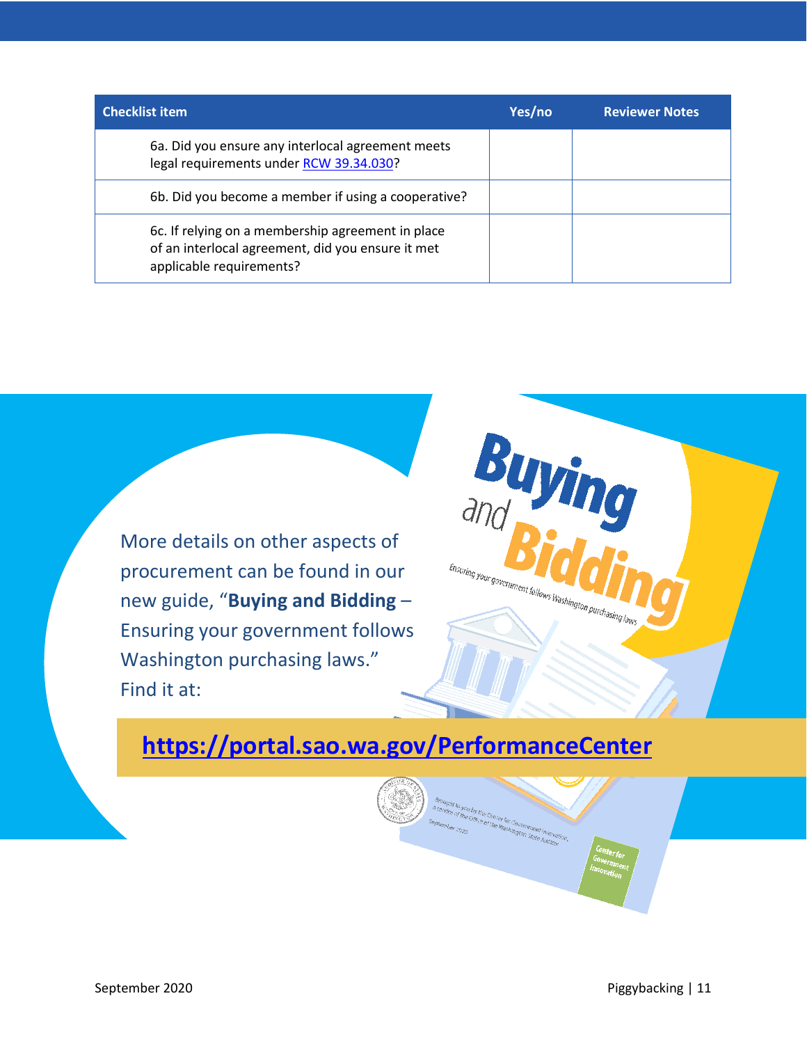| Checklist item | Yes/no | Reviewer Notes |
|---|---|---|
| 6a. Did you ensure any interlocal agreement meets legal requirements under [RCW 39.34.030](RCW 39.34.030)? | | |
| 6b. Did you become a member if using a cooperative? | | |
| 6c. If relying on a membership agreement in place of an interlocal agreement, did you ensure it met applicable requirements? | | |

More details on other aspects of procurement can be found in our new guide, "**Buying and Bidding** – Ensuring your government follows Washington purchasing laws." Find it at:

**[https://portal.sao.wa.gov/PerformanceCenter](https://portal.sao.wa.gov/PerformanceCenter)**